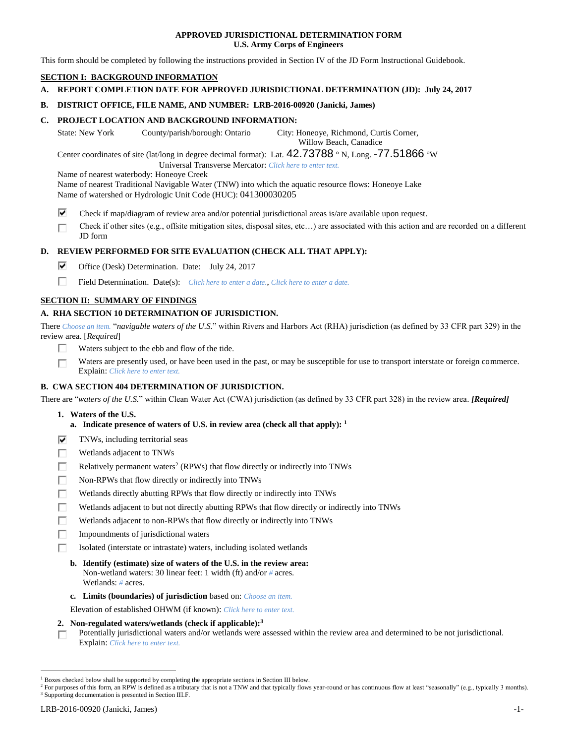# APPROVED JURISDICTIONAL DETERMINATION FORM
## U.S. Army Corps of Engineers

This form should be completed by following the instructions provided in Section IV of the JD Form Instructional Guidebook.

## SECTION I: BACKGROUND INFORMATION

**A. REPORT COMPLETION DATE FOR APPROVED JURISDICTIONAL DETERMINATION (JD): July 24, 2017**

**B. DISTRICT OFFICE, FILE NAME, AND NUMBER: LRB-2016-00920 (Janicki, James)**

**C. PROJECT LOCATION AND BACKGROUND INFORMATION:**

State: New York County/parish/borough: Ontario City: Honeoye, Richmond, Curtis Corner, Willow Beach, Canadice

Center coordinates of site (lat/long in degree decimal format): Lat. 42.73788 ° N, Long. -77.51866 °W

Universal Transverse Mercator: *Click here to enter text.*

Name of nearest waterbody: Honeoye Creek

Name of nearest Traditional Navigable Water (TNW) into which the aquatic resource flows: Honeoye Lake

Name of watershed or Hydrologic Unit Code (HUC): 041300030205

- [x] Check if map/diagram of review area and/or potential jurisdictional areas is/are available upon request.
- [ ] Check if other sites (e.g., offsite mitigation sites, disposal sites, etc…) are associated with this action and are recorded on a different JD form

**D. REVIEW PERFORMED FOR SITE EVALUATION (CHECK ALL THAT APPLY):**

- [x] Office (Desk) Determination. Date: July 24, 2017
- [ ] Field Determination. Date(s): *Click here to enter a date.*, *Click here to enter a date.*

## SECTION II: SUMMARY OF FINDINGS

**A. RHA SECTION 10 DETERMINATION OF JURISDICTION.**

There *Choose an item.* "*navigable waters of the U.S.*" within Rivers and Harbors Act (RHA) jurisdiction (as defined by 33 CFR part 329) in the review area. [*Required*]

- [ ] Waters subject to the ebb and flow of the tide.
- [ ] Waters are presently used, or have been used in the past, or may be susceptible for use to transport interstate or foreign commerce. Explain: *Click here to enter text.*

**B. CWA SECTION 404 DETERMINATION OF JURISDICTION.**

There are "*waters of the U.S.*" within Clean Water Act (CWA) jurisdiction (as defined by 33 CFR part 328) in the review area. ***[Required]***

**1. Waters of the U.S.**

**a. Indicate presence of waters of U.S. in review area (check all that apply):** [1]

- [x] TNWs, including territorial seas
- [ ] Wetlands adjacent to TNWs
- [ ] Relatively permanent waters[2] (RPWs) that flow directly or indirectly into TNWs
- [ ] Non-RPWs that flow directly or indirectly into TNWs
- [ ] Wetlands directly abutting RPWs that flow directly or indirectly into TNWs
- [ ] Wetlands adjacent to but not directly abutting RPWs that flow directly or indirectly into TNWs
- [ ] Wetlands adjacent to non-RPWs that flow directly or indirectly into TNWs
- [ ] Impoundments of jurisdictional waters
- [ ] Isolated (interstate or intrastate) waters, including isolated wetlands

**b. Identify (estimate) size of waters of the U.S. in the review area:**
Non-wetland waters: 30 linear feet: 1 width (ft) and/or # acres.
Wetlands: # acres.

**c. Limits (boundaries) of jurisdiction** based on: *Choose an item.*

Elevation of established OHWM (if known): *Click here to enter text.*

**2. Non-regulated waters/wetlands (check if applicable):**[3]

- [ ] Potentially jurisdictional waters and/or wetlands were assessed within the review area and determined to be not jurisdictional. Explain: *Click here to enter text.*

---

[1] Boxes checked below shall be supported by completing the appropriate sections in Section III below.
[2] For purposes of this form, an RPW is defined as a tributary that is not a TNW and that typically flows year-round or has continuous flow at least "seasonally" (e.g., typically 3 months).
[3] Supporting documentation is presented in Section III.F.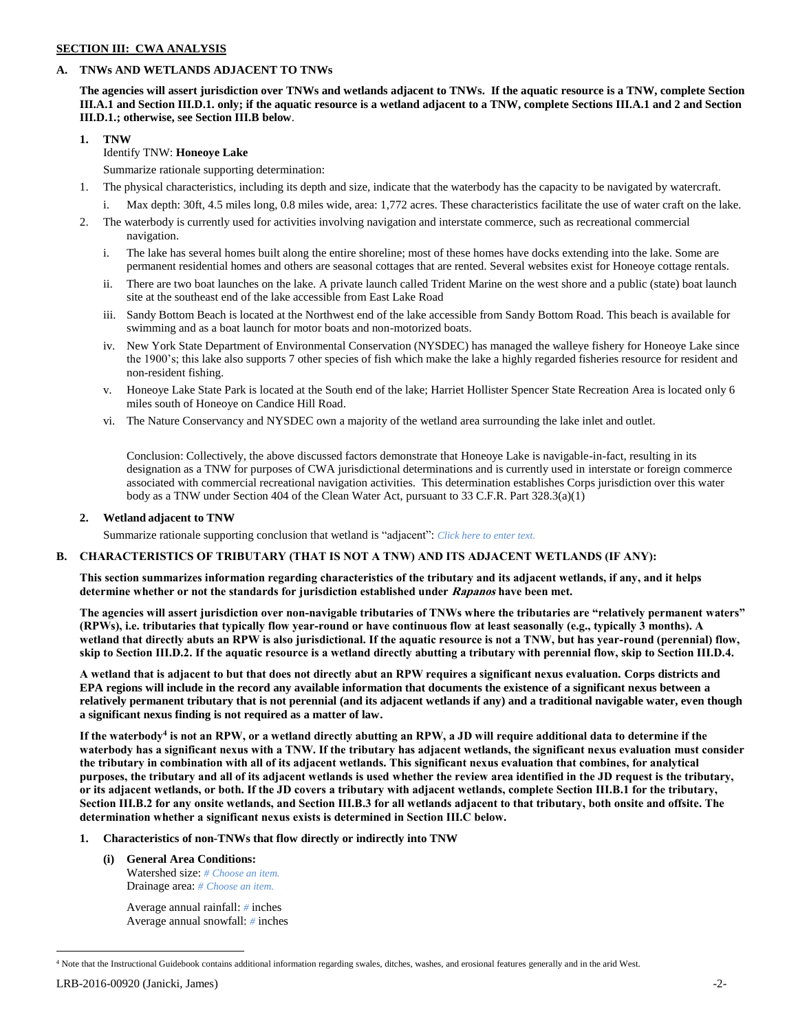**SECTION III: CWA ANALYSIS**

**A. TNWs AND WETLANDS ADJACENT TO TNWs**

**The agencies will assert jurisdiction over TNWs and wetlands adjacent to TNWs. If the aquatic resource is a TNW, complete Section III.A.1 and Section III.D.1. only; if the aquatic resource is a wetland adjacent to a TNW, complete Sections III.A.1 and 2 and Section III.D.1.; otherwise, see Section III.B below**.

**1. TNW**

Identify TNW: **Honeoye Lake**

Summarize rationale supporting determination:

1. The physical characteristics, including its depth and size, indicate that the waterbody has the capacity to be navigated by watercraft.
   i. Max depth: 30ft, 4.5 miles long, 0.8 miles wide, area: 1,772 acres. These characteristics facilitate the use of water craft on the lake.
2. The waterbody is currently used for activities involving navigation and interstate commerce, such as recreational commercial navigation.
   i. The lake has several homes built along the entire shoreline; most of these homes have docks extending into the lake. Some are permanent residential homes and others are seasonal cottages that are rented. Several websites exist for Honeoye cottage rentals.
   ii. There are two boat launches on the lake. A private launch called Trident Marine on the west shore and a public (state) boat launch site at the southeast end of the lake accessible from East Lake Road
   iii. Sandy Bottom Beach is located at the Northwest end of the lake accessible from Sandy Bottom Road. This beach is available for swimming and as a boat launch for motor boats and non-motorized boats.
   iv. New York State Department of Environmental Conservation (NYSDEC) has managed the walleye fishery for Honeoye Lake since the 1900's; this lake also supports 7 other species of fish which make the lake a highly regarded fisheries resource for resident and non-resident fishing.
   v. Honeoye Lake State Park is located at the South end of the lake; Harriet Hollister Spencer State Recreation Area is located only 6 miles south of Honeoye on Candice Hill Road.
   vi. The Nature Conservancy and NYSDEC own a majority of the wetland area surrounding the lake inlet and outlet.

Conclusion: Collectively, the above discussed factors demonstrate that Honeoye Lake is navigable-in-fact, resulting in its designation as a TNW for purposes of CWA jurisdictional determinations and is currently used in interstate or foreign commerce associated with commercial recreational navigation activities. This determination establishes Corps jurisdiction over this water body as a TNW under Section 404 of the Clean Water Act, pursuant to 33 C.F.R. Part 328.3(a)(1)

**2. Wetland adjacent to TNW**

Summarize rationale supporting conclusion that wetland is "adjacent": *Click here to enter text.*

**B. CHARACTERISTICS OF TRIBUTARY (THAT IS NOT A TNW) AND ITS ADJACENT WETLANDS (IF ANY):**

**This section summarizes information regarding characteristics of the tributary and its adjacent wetlands, if any, and it helps determine whether or not the standards for jurisdiction established under *Rapanos* have been met.**

**The agencies will assert jurisdiction over non-navigable tributaries of TNWs where the tributaries are "relatively permanent waters" (RPWs), i.e. tributaries that typically flow year-round or have continuous flow at least seasonally (e.g., typically 3 months). A wetland that directly abuts an RPW is also jurisdictional. If the aquatic resource is not a TNW, but has year-round (perennial) flow, skip to Section III.D.2. If the aquatic resource is a wetland directly abutting a tributary with perennial flow, skip to Section III.D.4.**

**A wetland that is adjacent to but that does not directly abut an RPW requires a significant nexus evaluation. Corps districts and EPA regions will include in the record any available information that documents the existence of a significant nexus between a relatively permanent tributary that is not perennial (and its adjacent wetlands if any) and a traditional navigable water, even though a significant nexus finding is not required as a matter of law.**

**If the waterbody[4] is not an RPW, or a wetland directly abutting an RPW, a JD will require additional data to determine if the waterbody has a significant nexus with a TNW. If the tributary has adjacent wetlands, the significant nexus evaluation must consider the tributary in combination with all of its adjacent wetlands. This significant nexus evaluation that combines, for analytical purposes, the tributary and all of its adjacent wetlands is used whether the review area identified in the JD request is the tributary, or its adjacent wetlands, or both. If the JD covers a tributary with adjacent wetlands, complete Section III.B.1 for the tributary, Section III.B.2 for any onsite wetlands, and Section III.B.3 for all wetlands adjacent to that tributary, both onsite and offsite. The determination whether a significant nexus exists is determined in Section III.C below.**

**1. Characteristics of non-TNWs that flow directly or indirectly into TNW**

**(i) General Area Conditions:**

Watershed size: *# Choose an item.*
Drainage area: *# Choose an item.*

Average annual rainfall: *#* inches
Average annual snowfall: *#* inches

[4] Note that the Instructional Guidebook contains additional information regarding swales, ditches, washes, and erosional features generally and in the arid West.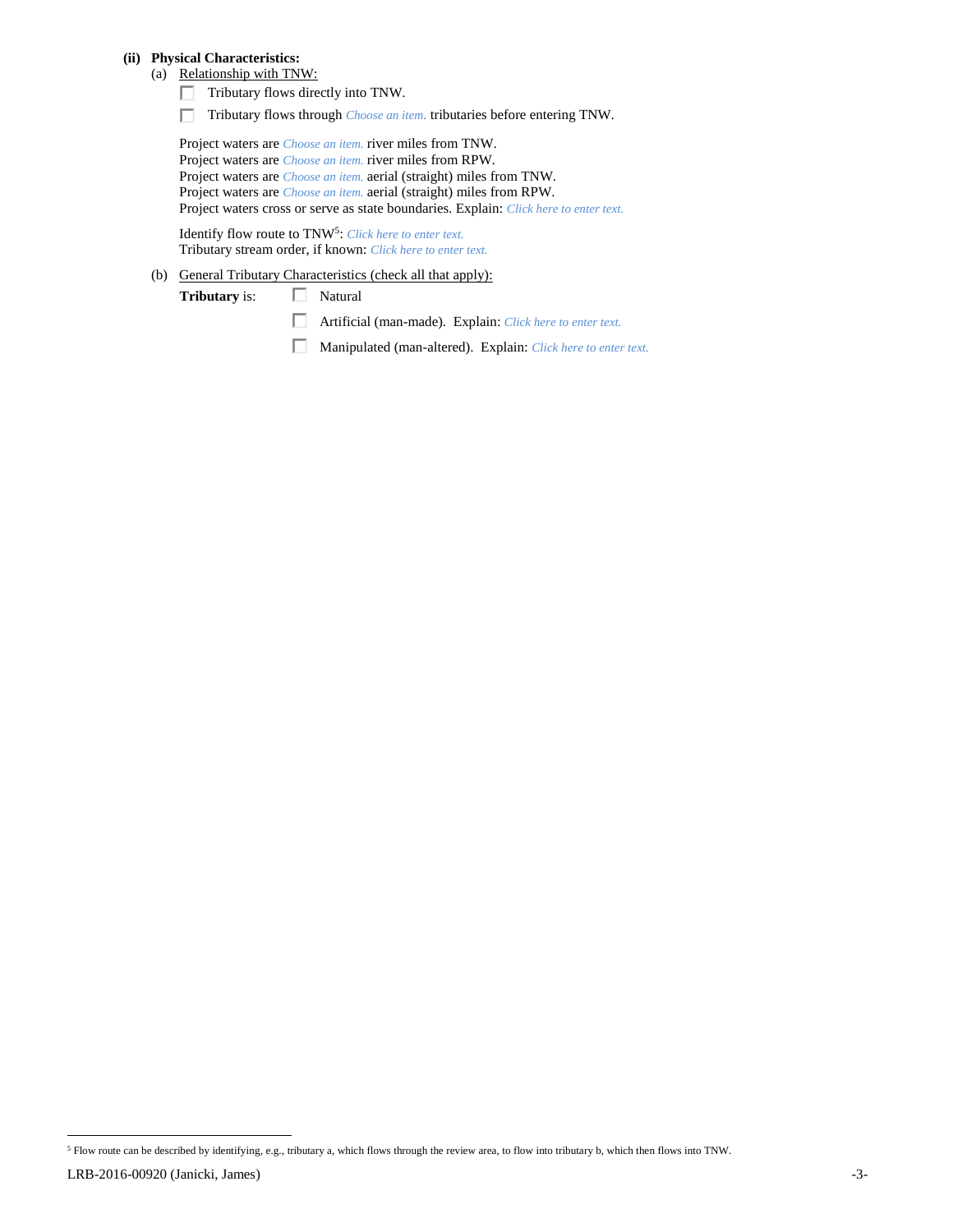**(ii) Physical Characteristics:**

(a) Relationship with TNW:

☐ Tributary flows directly into TNW.

☐ Tributary flows through *Choose an item.* tributaries before entering TNW.

Project waters are *Choose an item.* river miles from TNW.
Project waters are *Choose an item.* river miles from RPW.
Project waters are *Choose an item.* aerial (straight) miles from TNW.
Project waters are *Choose an item.* aerial (straight) miles from RPW.
Project waters cross or serve as state boundaries. Explain: *Click here to enter text.*

Identify flow route to TNW[5]: *Click here to enter text.*
Tributary stream order, if known: *Click here to enter text.*

(b) General Tributary Characteristics (check all that apply):

**Tributary** is: ☐ Natural

☐ Artificial (man-made). Explain: *Click here to enter text.*

☐ Manipulated (man-altered). Explain: *Click here to enter text.*

---

[5] Flow route can be described by identifying, e.g., tributary a, which flows through the review area, to flow into tributary b, which then flows into TNW.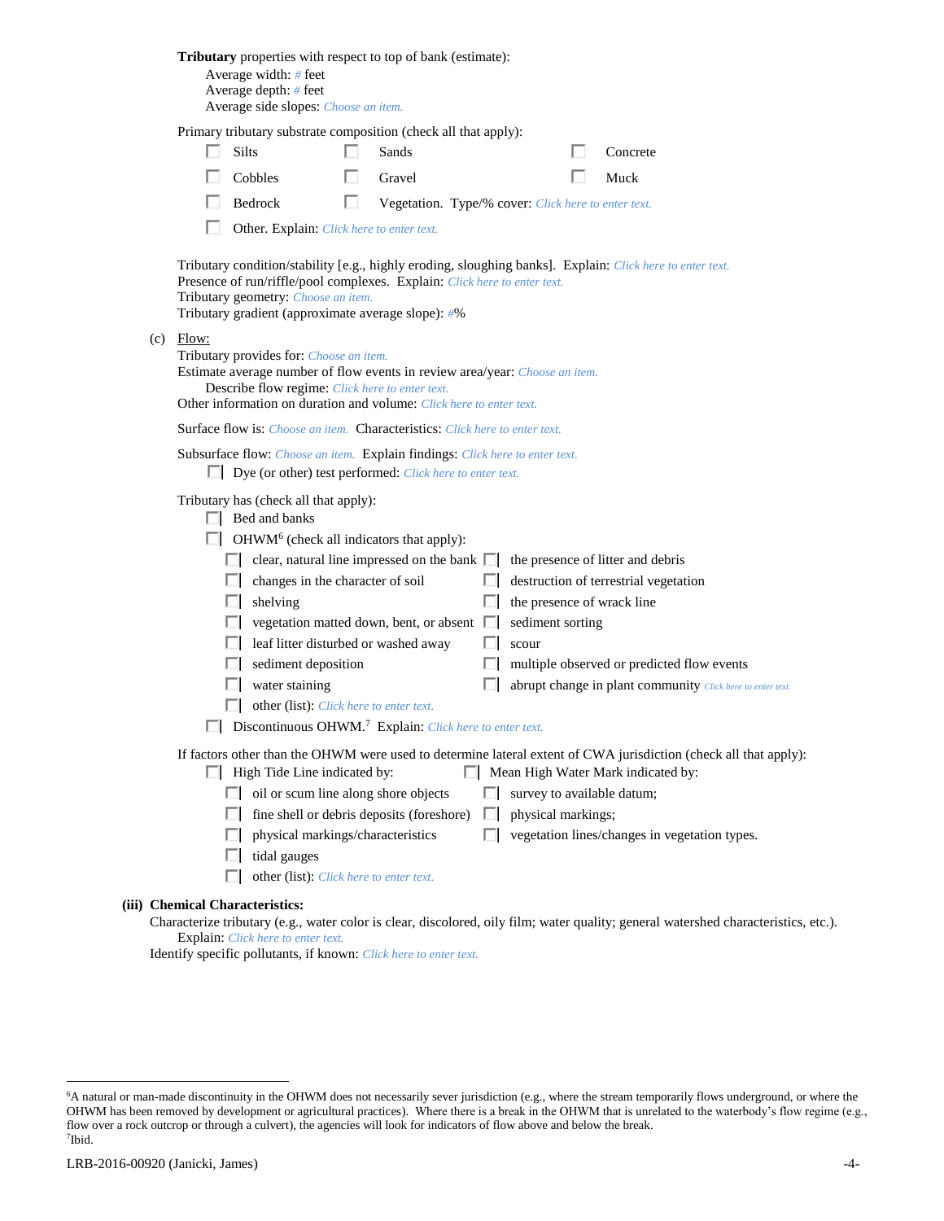**Tributary** properties with respect to top of bank (estimate):

Average width: # feet
Average depth: # feet
Average side slopes: Choose an item.

Primary tributary substrate composition (check all that apply):

- ☐ Silts
- ☐ Sands
- ☐ Concrete
- ☐ Cobbles
- ☐ Gravel
- ☐ Muck
- ☐ Bedrock
- ☐ Vegetation. Type/% cover: Click here to enter text.
- ☐ Other. Explain: Click here to enter text.

Tributary condition/stability [e.g., highly eroding, sloughing banks]. Explain: Click here to enter text.
Presence of run/riffle/pool complexes. Explain: Click here to enter text.
Tributary geometry: Choose an item.
Tributary gradient (approximate average slope): #%

(c) Flow:

Tributary provides for: Choose an item.
Estimate average number of flow events in review area/year: Choose an item.
Describe flow regime: Click here to enter text.
Other information on duration and volume: Click here to enter text.

Surface flow is: Choose an item. Characteristics: Click here to enter text.

Subsurface flow: Choose an item. Explain findings: Click here to enter text.

- ☐ Dye (or other) test performed: Click here to enter text.

Tributary has (check all that apply):

- ☐ Bed and banks
- ☐ OHWM[6] (check all indicators that apply):
  - ☐ clear, natural line impressed on the bank
  - ☐ the presence of litter and debris
  - ☐ changes in the character of soil
  - ☐ destruction of terrestrial vegetation
  - ☐ shelving
  - ☐ the presence of wrack line
  - ☐ vegetation matted down, bent, or absent
  - ☐ sediment sorting
  - ☐ leaf litter disturbed or washed away
  - ☐ scour
  - ☐ sediment deposition
  - ☐ multiple observed or predicted flow events
  - ☐ water staining
  - ☐ abrupt change in plant community Click here to enter text.
  - ☐ other (list): Click here to enter text.
- ☐ Discontinuous OHWM.[7] Explain: Click here to enter text.

If factors other than the OHWM were used to determine lateral extent of CWA jurisdiction (check all that apply):

- ☐ High Tide Line indicated by:
  - ☐ oil or scum line along shore objects
  - ☐ fine shell or debris deposits (foreshore)
  - ☐ physical markings/characteristics
  - ☐ tidal gauges
  - ☐ other (list): Click here to enter text.
- ☐ Mean High Water Mark indicated by:
  - ☐ survey to available datum;
  - ☐ physical markings;
  - ☐ vegetation lines/changes in vegetation types.

**(iii) Chemical Characteristics:**

Characterize tributary (e.g., water color is clear, discolored, oily film; water quality; general watershed characteristics, etc.).
Explain: Click here to enter text.
Identify specific pollutants, if known: Click here to enter text.

---

[6] A natural or man-made discontinuity in the OHWM does not necessarily sever jurisdiction (e.g., where the stream temporarily flows underground, or where the OHWM has been removed by development or agricultural practices). Where there is a break in the OHWM that is unrelated to the waterbody's flow regime (e.g., flow over a rock outcrop or through a culvert), the agencies will look for indicators of flow above and below the break.
[7] Ibid.

LRB-2016-00920 (Janicki, James)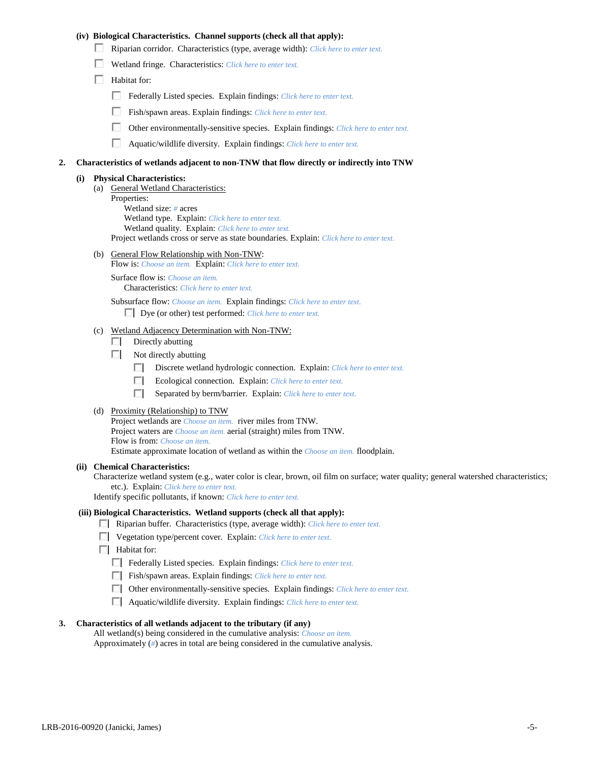**(iv) Biological Characteristics. Channel supports (check all that apply):**

- ☐ Riparian corridor. Characteristics (type, average width): *Click here to enter text.*
- ☐ Wetland fringe. Characteristics: *Click here to enter text.*
- ☐ Habitat for:
  - ☐ Federally Listed species. Explain findings: *Click here to enter text.*
  - ☐ Fish/spawn areas. Explain findings: *Click here to enter text.*
  - ☐ Other environmentally-sensitive species. Explain findings: *Click here to enter text.*
  - ☐ Aquatic/wildlife diversity. Explain findings: *Click here to enter text.*

**2. Characteristics of wetlands adjacent to non-TNW that flow directly or indirectly into TNW**

**(i) Physical Characteristics:**

(a) General Wetland Characteristics:

Properties:

Wetland size: *#* acres

Wetland type. Explain: *Click here to enter text.*

Wetland quality. Explain: *Click here to enter text.*

Project wetlands cross or serve as state boundaries. Explain: *Click here to enter text.*

(b) General Flow Relationship with Non-TNW:

Flow is: *Choose an item.* Explain: *Click here to enter text.*

Surface flow is: *Choose an item.*

Characteristics: *Click here to enter text.*

Subsurface flow: *Choose an item.* Explain findings: *Click here to enter text.*

- ☐ Dye (or other) test performed: *Click here to enter text.*

(c) Wetland Adjacency Determination with Non-TNW:

- ☐ Directly abutting
- ☐ Not directly abutting
  - ☐ Discrete wetland hydrologic connection. Explain: *Click here to enter text.*
  - ☐ Ecological connection. Explain: *Click here to enter text.*
  - ☐ Separated by berm/barrier. Explain: *Click here to enter text.*

(d) Proximity (Relationship) to TNW

Project wetlands are *Choose an item.* river miles from TNW.

Project waters are *Choose an item.* aerial (straight) miles from TNW.

Flow is from: *Choose an item.*

Estimate approximate location of wetland as within the *Choose an item.* floodplain.

**(ii) Chemical Characteristics:**

Characterize wetland system (e.g., water color is clear, brown, oil film on surface; water quality; general watershed characteristics; etc.). Explain: *Click here to enter text.*

Identify specific pollutants, if known: *Click here to enter text.*

**(iii) Biological Characteristics. Wetland supports (check all that apply):**

- ☐ Riparian buffer. Characteristics (type, average width): *Click here to enter text.*
- ☐ Vegetation type/percent cover. Explain: *Click here to enter text.*
- ☐ Habitat for:
  - ☐ Federally Listed species. Explain findings: *Click here to enter text.*
  - ☐ Fish/spawn areas. Explain findings: *Click here to enter text.*
  - ☐ Other environmentally-sensitive species. Explain findings: *Click here to enter text.*
  - ☐ Aquatic/wildlife diversity. Explain findings: *Click here to enter text.*

**3. Characteristics of all wetlands adjacent to the tributary (if any)**

All wetland(s) being considered in the cumulative analysis: *Choose an item.*

Approximately (*#*) acres in total are being considered in the cumulative analysis.

LRB-2016-00920 (Janicki, James)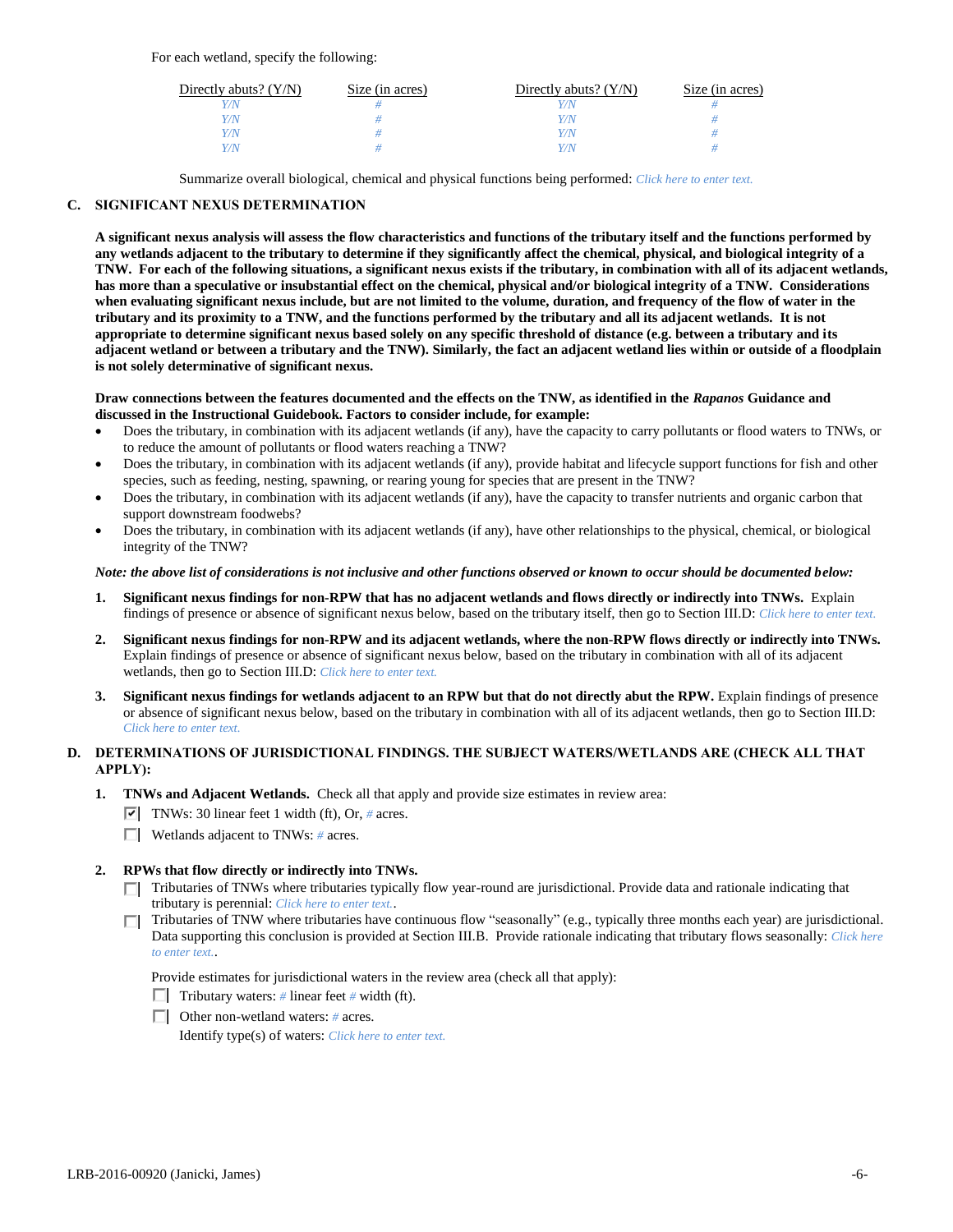For each wetland, specify the following:

| Directly abuts? (Y/N) | Size (in acres) | Directly abuts? (Y/N) | Size (in acres) |
|---|---|---|---|
| Y/N | # | Y/N | # |
| Y/N | # | Y/N | # |
| Y/N | # | Y/N | # |
| Y/N | # | Y/N | # |

Summarize overall biological, chemical and physical functions being performed: Click here to enter text.

## C. SIGNIFICANT NEXUS DETERMINATION

**A significant nexus analysis will assess the flow characteristics and functions of the tributary itself and the functions performed by any wetlands adjacent to the tributary to determine if they significantly affect the chemical, physical, and biological integrity of a TNW. For each of the following situations, a significant nexus exists if the tributary, in combination with all of its adjacent wetlands, has more than a speculative or insubstantial effect on the chemical, physical and/or biological integrity of a TNW. Considerations when evaluating significant nexus include, but are not limited to the volume, duration, and frequency of the flow of water in the tributary and its proximity to a TNW, and the functions performed by the tributary and all its adjacent wetlands. It is not appropriate to determine significant nexus based solely on any specific threshold of distance (e.g. between a tributary and its adjacent wetland or between a tributary and the TNW). Similarly, the fact an adjacent wetland lies within or outside of a floodplain is not solely determinative of significant nexus.**

**Draw connections between the features documented and the effects on the TNW, as identified in the *Rapanos* Guidance and discussed in the Instructional Guidebook. Factors to consider include, for example:**

- Does the tributary, in combination with its adjacent wetlands (if any), have the capacity to carry pollutants or flood waters to TNWs, or to reduce the amount of pollutants or flood waters reaching a TNW?
- Does the tributary, in combination with its adjacent wetlands (if any), provide habitat and lifecycle support functions for fish and other species, such as feeding, nesting, spawning, or rearing young for species that are present in the TNW?
- Does the tributary, in combination with its adjacent wetlands (if any), have the capacity to transfer nutrients and organic carbon that support downstream foodwebs?
- Does the tributary, in combination with its adjacent wetlands (if any), have other relationships to the physical, chemical, or biological integrity of the TNW?

***Note: the above list of considerations is not inclusive and other functions observed or known to occur should be documented below:***

1. **Significant nexus findings for non-RPW that has no adjacent wetlands and flows directly or indirectly into TNWs.** Explain findings of presence or absence of significant nexus below, based on the tributary itself, then go to Section III.D: Click here to enter text.

2. **Significant nexus findings for non-RPW and its adjacent wetlands, where the non-RPW flows directly or indirectly into TNWs.** Explain findings of presence or absence of significant nexus below, based on the tributary in combination with all of its adjacent wetlands, then go to Section III.D: Click here to enter text.

3. **Significant nexus findings for wetlands adjacent to an RPW but that do not directly abut the RPW.** Explain findings of presence or absence of significant nexus below, based on the tributary in combination with all of its adjacent wetlands, then go to Section III.D: Click here to enter text.

## D. DETERMINATIONS OF JURISDICTIONAL FINDINGS. THE SUBJECT WATERS/WETLANDS ARE (CHECK ALL THAT APPLY):

1. **TNWs and Adjacent Wetlands.** Check all that apply and provide size estimates in review area:
   - [x] TNWs: 30 linear feet 1 width (ft), Or, # acres.
   - [ ] Wetlands adjacent to TNWs: # acres.

2. **RPWs that flow directly or indirectly into TNWs.**
   - [ ] Tributaries of TNWs where tributaries typically flow year-round are jurisdictional. Provide data and rationale indicating that tributary is perennial: Click here to enter text..
   - [ ] Tributaries of TNW where tributaries have continuous flow "seasonally" (e.g., typically three months each year) are jurisdictional. Data supporting this conclusion is provided at Section III.B. Provide rationale indicating that tributary flows seasonally: Click here to enter text..

   Provide estimates for jurisdictional waters in the review area (check all that apply):
   - [ ] Tributary waters: # linear feet # width (ft).
   - [ ] Other non-wetland waters: # acres.

     Identify type(s) of waters: Click here to enter text.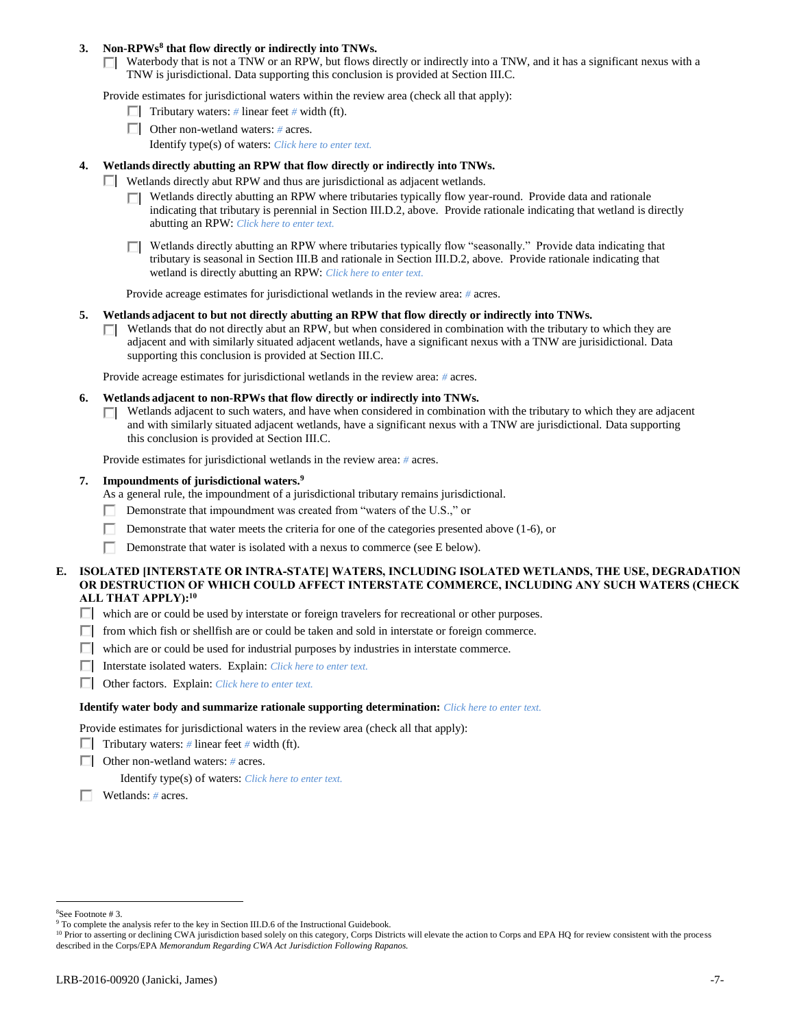**3. Non-RPWs[8] that flow directly or indirectly into TNWs.**

☐ Waterbody that is not a TNW or an RPW, but flows directly or indirectly into a TNW, and it has a significant nexus with a TNW is jurisdictional. Data supporting this conclusion is provided at Section III.C.

Provide estimates for jurisdictional waters within the review area (check all that apply):

☐ Tributary waters: # linear feet # width (ft).

☐ Other non-wetland waters: # acres.

Identify type(s) of waters: *Click here to enter text.*

**4. Wetlands directly abutting an RPW that flow directly or indirectly into TNWs.**

☐ Wetlands directly abut RPW and thus are jurisdictional as adjacent wetlands.

☐ Wetlands directly abutting an RPW where tributaries typically flow year-round. Provide data and rationale indicating that tributary is perennial in Section III.D.2, above. Provide rationale indicating that wetland is directly abutting an RPW: *Click here to enter text.*

☐ Wetlands directly abutting an RPW where tributaries typically flow "seasonally." Provide data indicating that tributary is seasonal in Section III.B and rationale in Section III.D.2, above. Provide rationale indicating that wetland is directly abutting an RPW: *Click here to enter text.*

Provide acreage estimates for jurisdictional wetlands in the review area: # acres.

**5. Wetlands adjacent to but not directly abutting an RPW that flow directly or indirectly into TNWs.**

☐ Wetlands that do not directly abut an RPW, but when considered in combination with the tributary to which they are adjacent and with similarly situated adjacent wetlands, have a significant nexus with a TNW are jurisidictional. Data supporting this conclusion is provided at Section III.C.

Provide acreage estimates for jurisdictional wetlands in the review area: # acres.

**6. Wetlands adjacent to non-RPWs that flow directly or indirectly into TNWs.**

☐ Wetlands adjacent to such waters, and have when considered in combination with the tributary to which they are adjacent and with similarly situated adjacent wetlands, have a significant nexus with a TNW are jurisdictional. Data supporting this conclusion is provided at Section III.C.

Provide estimates for jurisdictional wetlands in the review area: # acres.

**7. Impoundments of jurisdictional waters.[9]**

As a general rule, the impoundment of a jurisdictional tributary remains jurisdictional.

☐ Demonstrate that impoundment was created from "waters of the U.S.," or

☐ Demonstrate that water meets the criteria for one of the categories presented above (1-6), or

☐ Demonstrate that water is isolated with a nexus to commerce (see E below).

**E. ISOLATED [INTERSTATE OR INTRA-STATE] WATERS, INCLUDING ISOLATED WETLANDS, THE USE, DEGRADATION OR DESTRUCTION OF WHICH COULD AFFECT INTERSTATE COMMERCE, INCLUDING ANY SUCH WATERS (CHECK ALL THAT APPLY):[10]**

☐ which are or could be used by interstate or foreign travelers for recreational or other purposes.

☐ from which fish or shellfish are or could be taken and sold in interstate or foreign commerce.

☐ which are or could be used for industrial purposes by industries in interstate commerce.

☐ Interstate isolated waters. Explain: *Click here to enter text.*

☐ Other factors. Explain: *Click here to enter text.*

**Identify water body and summarize rationale supporting determination:** *Click here to enter text.*

Provide estimates for jurisdictional waters in the review area (check all that apply):

☐ Tributary waters: # linear feet # width (ft).

☐ Other non-wetland waters: # acres.

Identify type(s) of waters: *Click here to enter text.*

☐ Wetlands: # acres.

---

[8] See Footnote # 3.

[9] To complete the analysis refer to the key in Section III.D.6 of the Instructional Guidebook.

[10] Prior to asserting or declining CWA jurisdiction based solely on this category, Corps Districts will elevate the action to Corps and EPA HQ for review consistent with the process described in the Corps/EPA *Memorandum Regarding CWA Act Jurisdiction Following Rapanos.*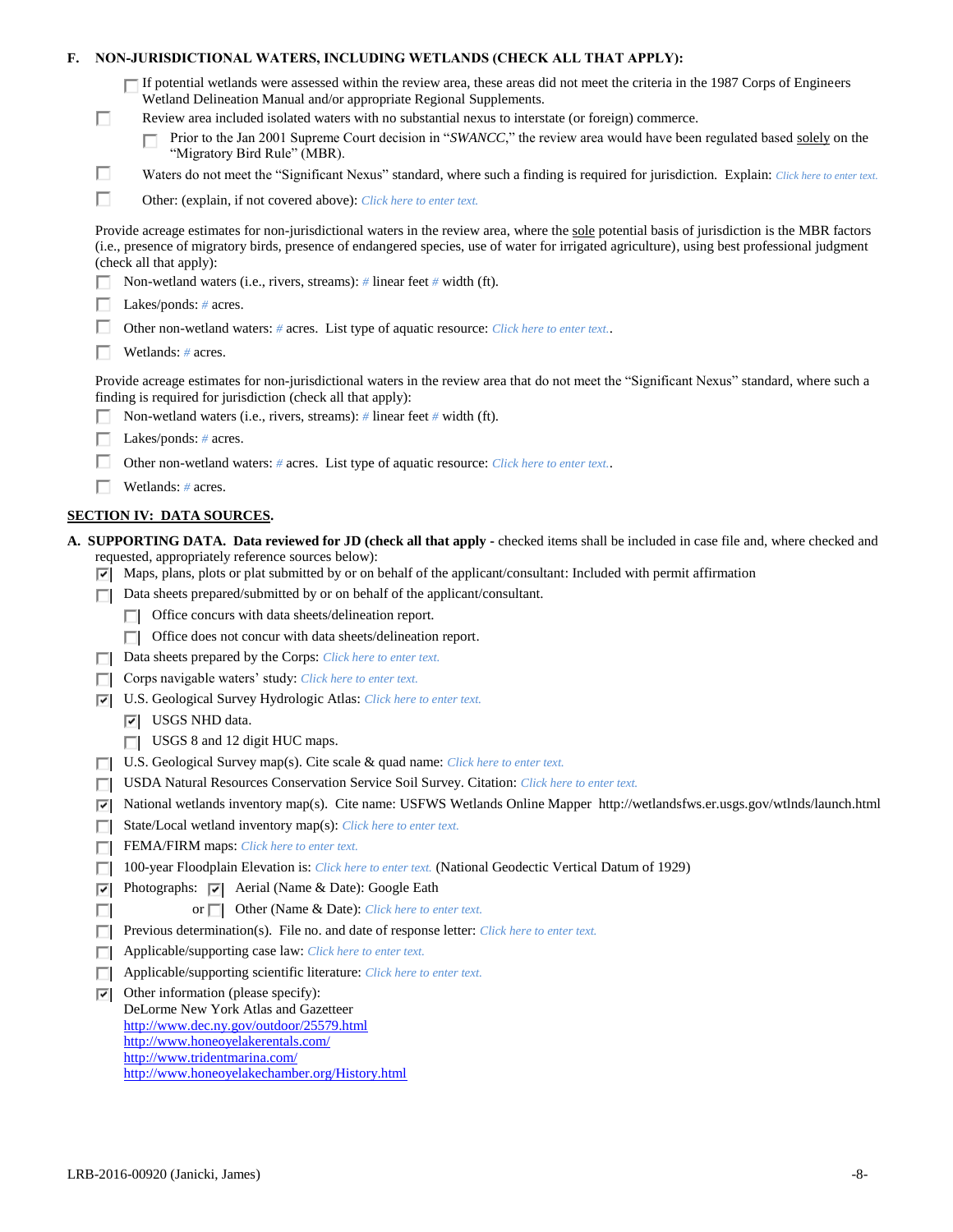**F. NON-JURISDICTIONAL WATERS, INCLUDING WETLANDS (CHECK ALL THAT APPLY):**

- ☐ If potential wetlands were assessed within the review area, these areas did not meet the criteria in the 1987 Corps of Engineers Wetland Delineation Manual and/or appropriate Regional Supplements.
- ☐ Review area included isolated waters with no substantial nexus to interstate (or foreign) commerce.
  - ☐ Prior to the Jan 2001 Supreme Court decision in "*SWANCC*," the review area would have been regulated based solely on the "Migratory Bird Rule" (MBR).
- ☐ Waters do not meet the "Significant Nexus" standard, where such a finding is required for jurisdiction. Explain: *Click here to enter text.*
- ☐ Other: (explain, if not covered above): *Click here to enter text.*

Provide acreage estimates for non-jurisdictional waters in the review area, where the sole potential basis of jurisdiction is the MBR factors (i.e., presence of migratory birds, presence of endangered species, use of water for irrigated agriculture), using best professional judgment (check all that apply):

- ☐ Non-wetland waters (i.e., rivers, streams): *#* linear feet *#* width (ft).
- ☐ Lakes/ponds: *#* acres.
- ☐ Other non-wetland waters: *#* acres. List type of aquatic resource: *Click here to enter text.*.
- ☐ Wetlands: *#* acres.

Provide acreage estimates for non-jurisdictional waters in the review area that do not meet the "Significant Nexus" standard, where such a finding is required for jurisdiction (check all that apply):

- ☐ Non-wetland waters (i.e., rivers, streams): *#* linear feet *#* width (ft).
- ☐ Lakes/ponds: *#* acres.
- ☐ Other non-wetland waters: *#* acres. List type of aquatic resource: *Click here to enter text.*.
- ☐ Wetlands: *#* acres.

## SECTION IV: DATA SOURCES.

**A. SUPPORTING DATA. Data reviewed for JD (check all that apply** - checked items shall be included in case file and, where checked and requested, appropriately reference sources below):

- ☑ Maps, plans, plots or plat submitted by or on behalf of the applicant/consultant: Included with permit affirmation
- ☐ Data sheets prepared/submitted by or on behalf of the applicant/consultant.
  - ☐ Office concurs with data sheets/delineation report.
  - ☐ Office does not concur with data sheets/delineation report.
- ☐ Data sheets prepared by the Corps: *Click here to enter text.*
- ☐ Corps navigable waters' study: *Click here to enter text.*
- ☑ U.S. Geological Survey Hydrologic Atlas: *Click here to enter text.*
  - ☑ USGS NHD data.
  - ☐ USGS 8 and 12 digit HUC maps.
- ☐ U.S. Geological Survey map(s). Cite scale & quad name: *Click here to enter text.*
- ☐ USDA Natural Resources Conservation Service Soil Survey. Citation: *Click here to enter text.*
- ☑ National wetlands inventory map(s). Cite name: USFWS Wetlands Online Mapper http://wetlandsfws.er.usgs.gov/wtlnds/launch.html
- ☐ State/Local wetland inventory map(s): *Click here to enter text.*
- ☐ FEMA/FIRM maps: *Click here to enter text.*
- ☐ 100-year Floodplain Elevation is: *Click here to enter text.* (National Geodectic Vertical Datum of 1929)
- ☑ Photographs: ☑ Aerial (Name & Date): Google Eath
- ☐ or ☐ Other (Name & Date): *Click here to enter text.*
- ☐ Previous determination(s). File no. and date of response letter: *Click here to enter text.*
- ☐ Applicable/supporting case law: *Click here to enter text.*
- ☐ Applicable/supporting scientific literature: *Click here to enter text.*
- ☑ Other information (please specify):
  DeLorme New York Atlas and Gazetteer
  http://www.dec.ny.gov/outdoor/25579.html
  http://www.honeoyelakerentals.com/
  http://www.tridentmarina.com/
  http://www.honeoyelakechamber.org/History.html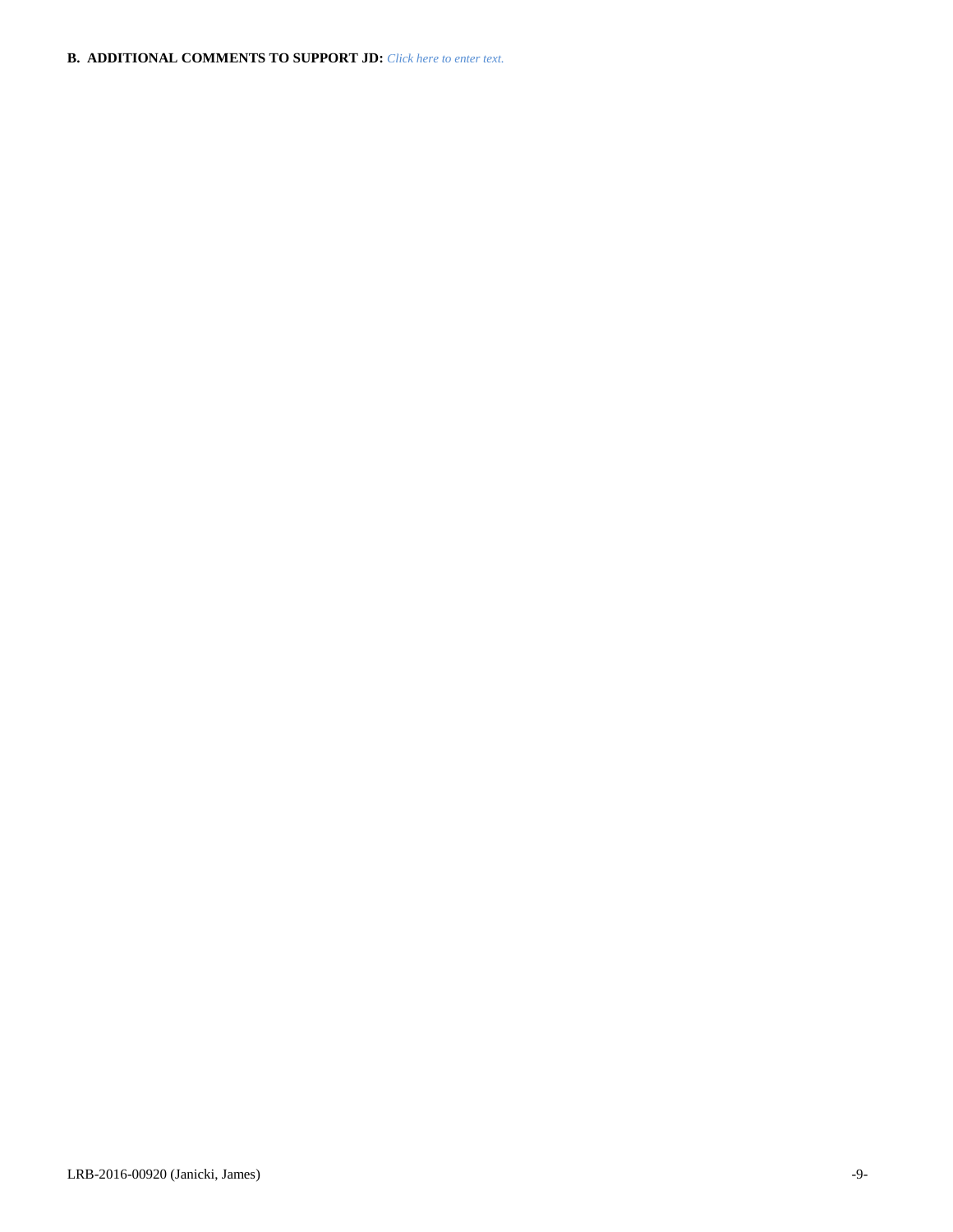**B. ADDITIONAL COMMENTS TO SUPPORT JD:** *Click here to enter text.*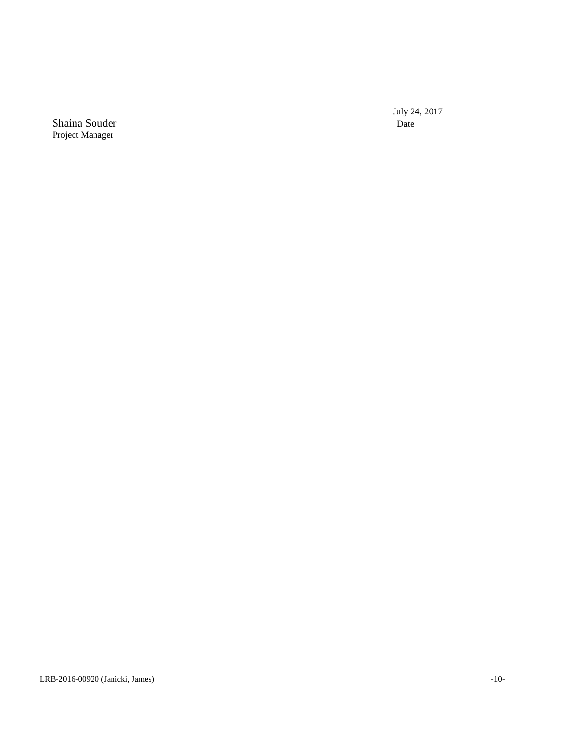\_\_\_\_\_\_\_\_\_\_\_\_\_\_\_\_\_\_\_\_\_\_\_\_\_\_\_\_\_\_\_\_\_\_\_\_\_\_\_\_\_\_\_\_\_\_\_\_\_\_\_\_  July 24, 2017

Shaina Souder  
Project Manager

Date